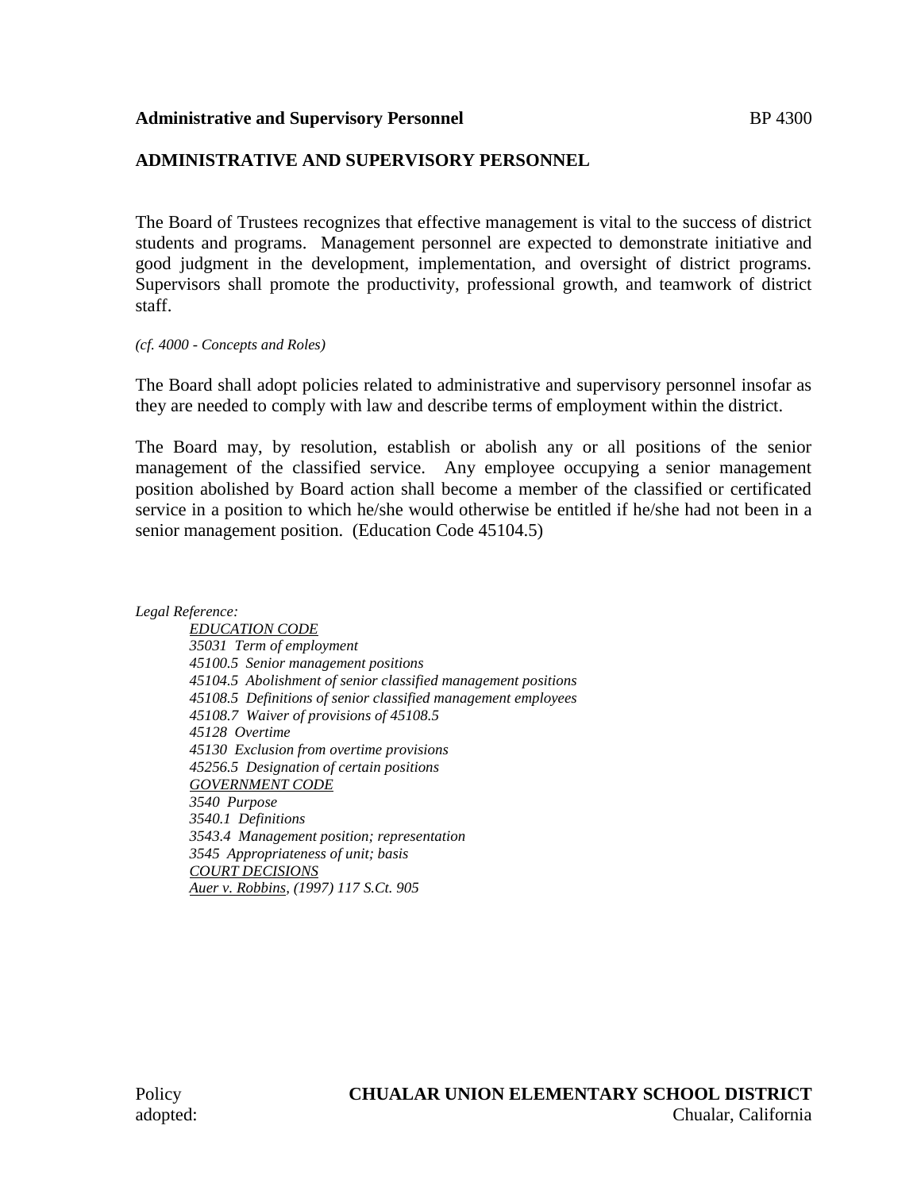# ADMINISTRATIVE AND SUPERVISORY PERSONNEL

The Board of Trustees recognizes that effective management is vital to the success of district students and programs. Management personnel are expected to demonstrate initiative and good judgment in the development, implementation, and oversight of district programs. Supervisors shall promote the productivity, professional growth, and teamwork of district staff.

*(cf. 4000 - Concepts and Roles)*

The Board shall adopt policies related to administrative and supervisory personnel insofar as they are needed to comply with law and describe terms of employment within the district.

The Board may, by resolution, establish or abolish any or all positions of the senior management of the classified service. Any employee occupying a senior management position abolished by Board action shall become a member of the classified or certificated service in a position to which he/she would otherwise be entitled if he/she had not been in a senior management position. (Education Code 45104.5)

*Legal Reference:*

*EDUCATION CODE*
*35031 Term of employment*
*45100.5 Senior management positions*
*45104.5 Abolishment of senior classified management positions*
*45108.5 Definitions of senior classified management employees*
*45108.7 Waiver of provisions of 45108.5*
*45128 Overtime*
*45130 Exclusion from overtime provisions*
*45256.5 Designation of certain positions*
*GOVERNMENT CODE*
*3540 Purpose*
*3540.1 Definitions*
*3543.4 Management position; representation*
*3545 Appropriateness of unit; basis*
*COURT DECISIONS*
*Auer v. Robbins, (1997) 117 S.Ct. 905*

Policy adopted:

**CHUALAR UNION ELEMENTARY SCHOOL DISTRICT**
Chualar, California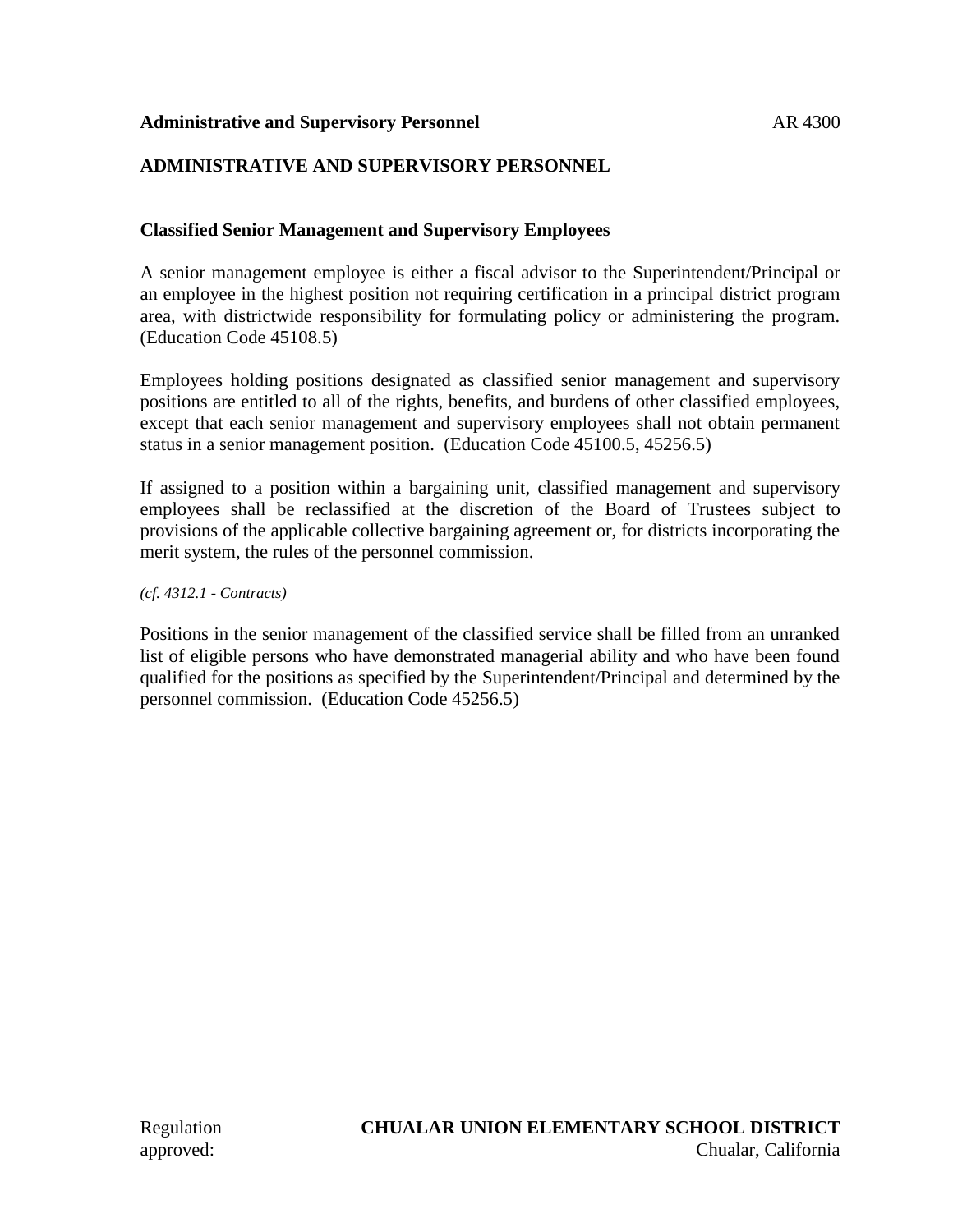## ADMINISTRATIVE AND SUPERVISORY PERSONNEL

### Classified Senior Management and Supervisory Employees

A senior management employee is either a fiscal advisor to the Superintendent/Principal or an employee in the highest position not requiring certification in a principal district program area, with districtwide responsibility for formulating policy or administering the program. (Education Code 45108.5)

Employees holding positions designated as classified senior management and supervisory positions are entitled to all of the rights, benefits, and burdens of other classified employees, except that each senior management and supervisory employees shall not obtain permanent status in a senior management position. (Education Code 45100.5, 45256.5)

If assigned to a position within a bargaining unit, classified management and supervisory employees shall be reclassified at the discretion of the Board of Trustees subject to provisions of the applicable collective bargaining agreement or, for districts incorporating the merit system, the rules of the personnel commission.

*(cf. 4312.1 - Contracts)*

Positions in the senior management of the classified service shall be filled from an unranked list of eligible persons who have demonstrated managerial ability and who have been found qualified for the positions as specified by the Superintendent/Principal and determined by the personnel commission. (Education Code 45256.5)

Regulation approved:

**CHUALAR UNION ELEMENTARY SCHOOL DISTRICT**
Chualar, California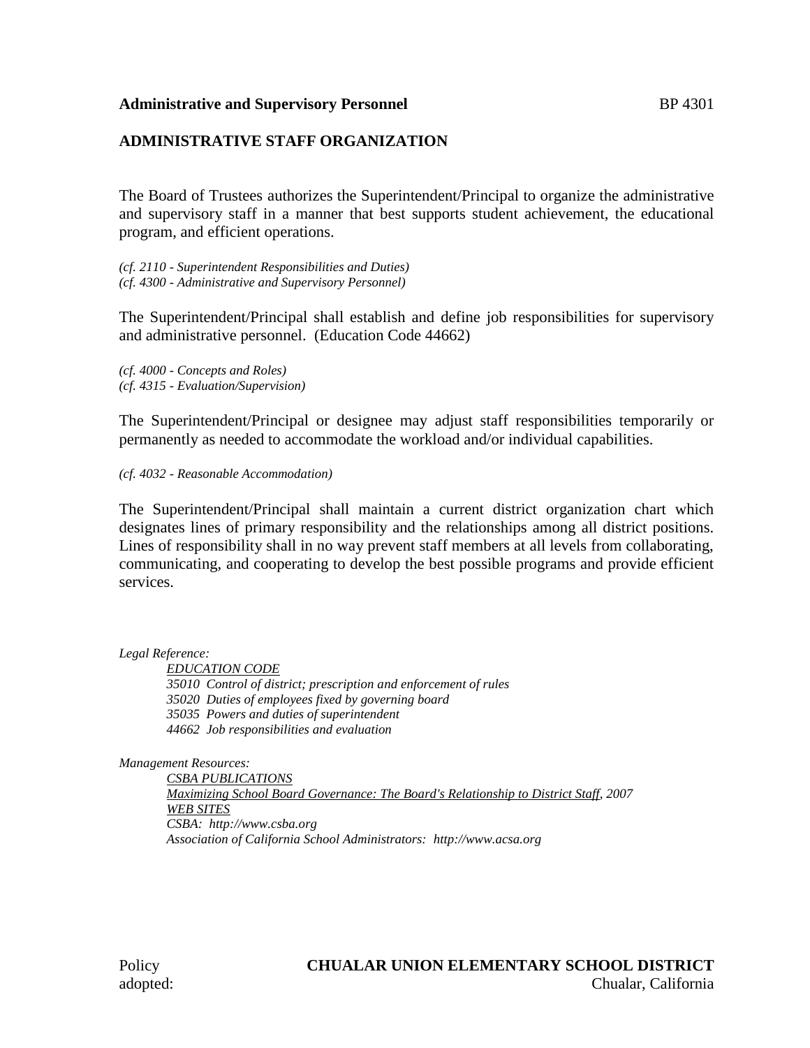**Administrative and Supervisory Personnel** BP 4301

## ADMINISTRATIVE STAFF ORGANIZATION

The Board of Trustees authorizes the Superintendent/Principal to organize the administrative and supervisory staff in a manner that best supports student achievement, the educational program, and efficient operations.

*(cf. 2110 - Superintendent Responsibilities and Duties)*
*(cf. 4300 - Administrative and Supervisory Personnel)*

The Superintendent/Principal shall establish and define job responsibilities for supervisory and administrative personnel. (Education Code 44662)

*(cf. 4000 - Concepts and Roles)*
*(cf. 4315 - Evaluation/Supervision)*

The Superintendent/Principal or designee may adjust staff responsibilities temporarily or permanently as needed to accommodate the workload and/or individual capabilities.

*(cf. 4032 - Reasonable Accommodation)*

The Superintendent/Principal shall maintain a current district organization chart which designates lines of primary responsibility and the relationships among all district positions. Lines of responsibility shall in no way prevent staff members at all levels from collaborating, communicating, and cooperating to develop the best possible programs and provide efficient services.

*Legal Reference:*

*EDUCATION CODE*
*35010 Control of district; prescription and enforcement of rules*
*35020 Duties of employees fixed by governing board*
*35035 Powers and duties of superintendent*
*44662 Job responsibilities and evaluation*

*Management Resources:*

*CSBA PUBLICATIONS*
*Maximizing School Board Governance: The Board's Relationship to District Staff, 2007*
*WEB SITES*
*CSBA: http://www.csba.org*
*Association of California School Administrators: http://www.acsa.org*

Policy adopted:

**CHUALAR UNION ELEMENTARY SCHOOL DISTRICT**
Chualar, California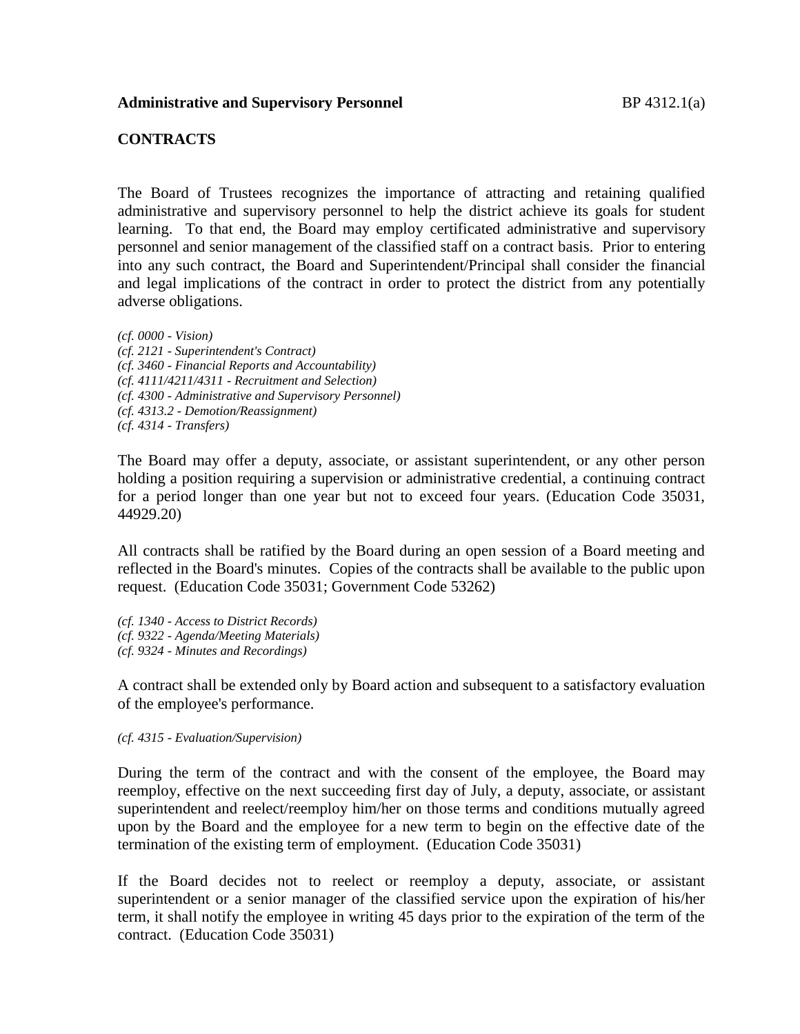**Administrative and Supervisory Personnel** BP 4312.1(a)

## CONTRACTS

The Board of Trustees recognizes the importance of attracting and retaining qualified administrative and supervisory personnel to help the district achieve its goals for student learning. To that end, the Board may employ certificated administrative and supervisory personnel and senior management of the classified staff on a contract basis. Prior to entering into any such contract, the Board and Superintendent/Principal shall consider the financial and legal implications of the contract in order to protect the district from any potentially adverse obligations.

*(cf. 0000 - Vision)*
*(cf. 2121 - Superintendent's Contract)*
*(cf. 3460 - Financial Reports and Accountability)*
*(cf. 4111/4211/4311 - Recruitment and Selection)*
*(cf. 4300 - Administrative and Supervisory Personnel)*
*(cf. 4313.2 - Demotion/Reassignment)*
*(cf. 4314 - Transfers)*

The Board may offer a deputy, associate, or assistant superintendent, or any other person holding a position requiring a supervision or administrative credential, a continuing contract for a period longer than one year but not to exceed four years. (Education Code 35031, 44929.20)

All contracts shall be ratified by the Board during an open session of a Board meeting and reflected in the Board's minutes. Copies of the contracts shall be available to the public upon request. (Education Code 35031; Government Code 53262)

*(cf. 1340 - Access to District Records)*
*(cf. 9322 - Agenda/Meeting Materials)*
*(cf. 9324 - Minutes and Recordings)*

A contract shall be extended only by Board action and subsequent to a satisfactory evaluation of the employee's performance.

*(cf. 4315 - Evaluation/Supervision)*

During the term of the contract and with the consent of the employee, the Board may reemploy, effective on the next succeeding first day of July, a deputy, associate, or assistant superintendent and reelect/reemploy him/her on those terms and conditions mutually agreed upon by the Board and the employee for a new term to begin on the effective date of the termination of the existing term of employment. (Education Code 35031)

If the Board decides not to reelect or reemploy a deputy, associate, or assistant superintendent or a senior manager of the classified service upon the expiration of his/her term, it shall notify the employee in writing 45 days prior to the expiration of the term of the contract. (Education Code 35031)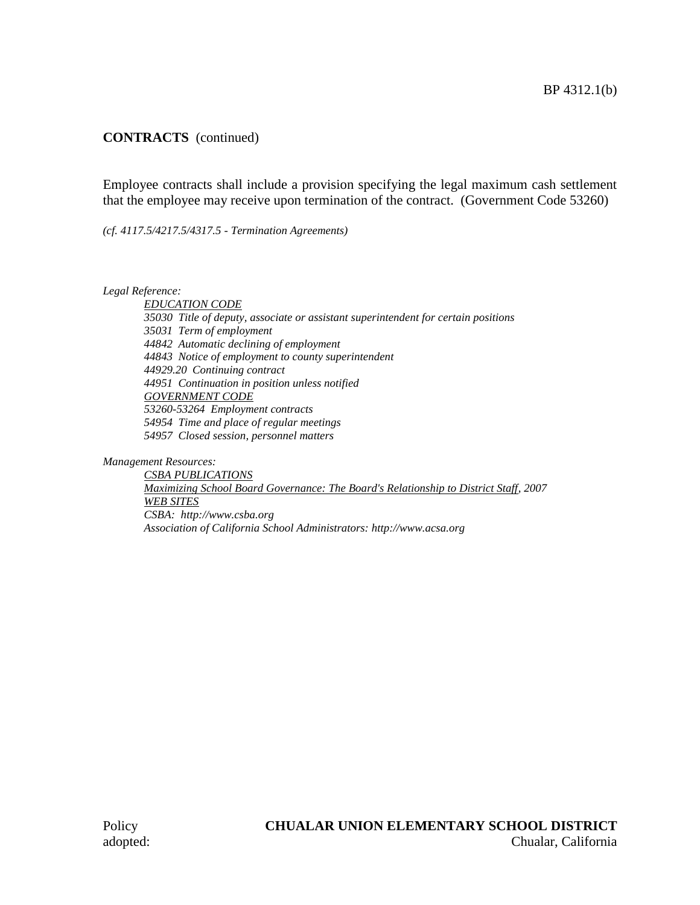**CONTRACTS** (continued)

Employee contracts shall include a provision specifying the legal maximum cash settlement that the employee may receive upon termination of the contract. (Government Code 53260)

*(cf. 4117.5/4217.5/4317.5 - Termination Agreements)*

*Legal Reference:*

*EDUCATION CODE*
*35030 Title of deputy, associate or assistant superintendent for certain positions*
*35031 Term of employment*
*44842 Automatic declining of employment*
*44843 Notice of employment to county superintendent*
*44929.20 Continuing contract*
*44951 Continuation in position unless notified*
*GOVERNMENT CODE*
*53260-53264 Employment contracts*
*54954 Time and place of regular meetings*
*54957 Closed session, personnel matters*

*Management Resources:*

*CSBA PUBLICATIONS*
*Maximizing School Board Governance: The Board's Relationship to District Staff, 2007*
*WEB SITES*
*CSBA: http://www.csba.org*
*Association of California School Administrators: http://www.acsa.org*

Policy adopted:

**CHUALAR UNION ELEMENTARY SCHOOL DISTRICT**
Chualar, California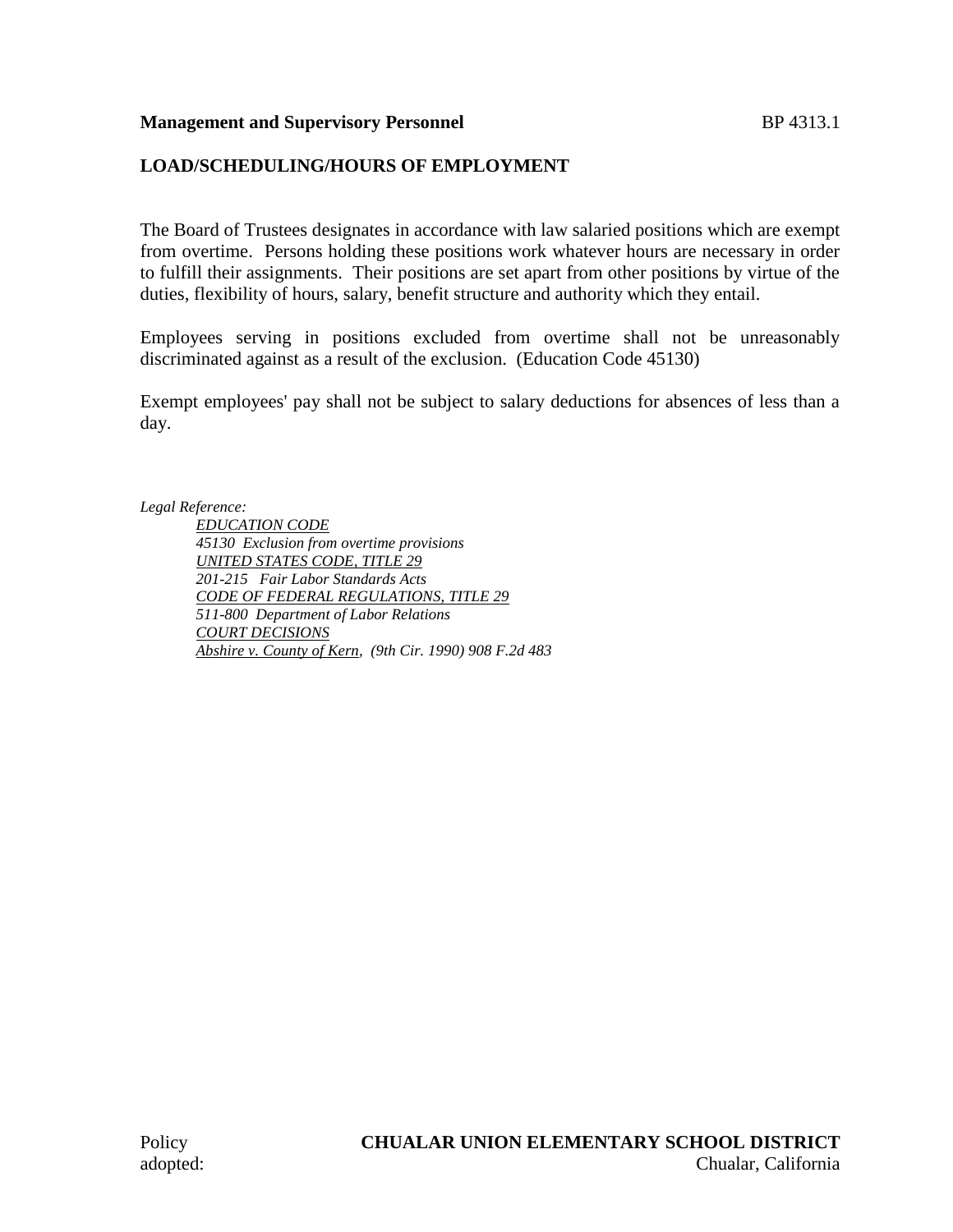**Management and Supervisory Personnel** BP 4313.1

## LOAD/SCHEDULING/HOURS OF EMPLOYMENT

The Board of Trustees designates in accordance with law salaried positions which are exempt from overtime. Persons holding these positions work whatever hours are necessary in order to fulfill their assignments. Their positions are set apart from other positions by virtue of the duties, flexibility of hours, salary, benefit structure and authority which they entail.

Employees serving in positions excluded from overtime shall not be unreasonably discriminated against as a result of the exclusion. (Education Code 45130)

Exempt employees' pay shall not be subject to salary deductions for absences of less than a day.

*Legal Reference:*

*EDUCATION CODE*
*45130 Exclusion from overtime provisions*
*UNITED STATES CODE, TITLE 29*
*201-215 Fair Labor Standards Acts*
*CODE OF FEDERAL REGULATIONS, TITLE 29*
*511-800 Department of Labor Relations*
*COURT DECISIONS*
*Abshire v. County of Kern, (9th Cir. 1990) 908 F.2d 483*

Policy adopted:

**CHUALAR UNION ELEMENTARY SCHOOL DISTRICT**
Chualar, California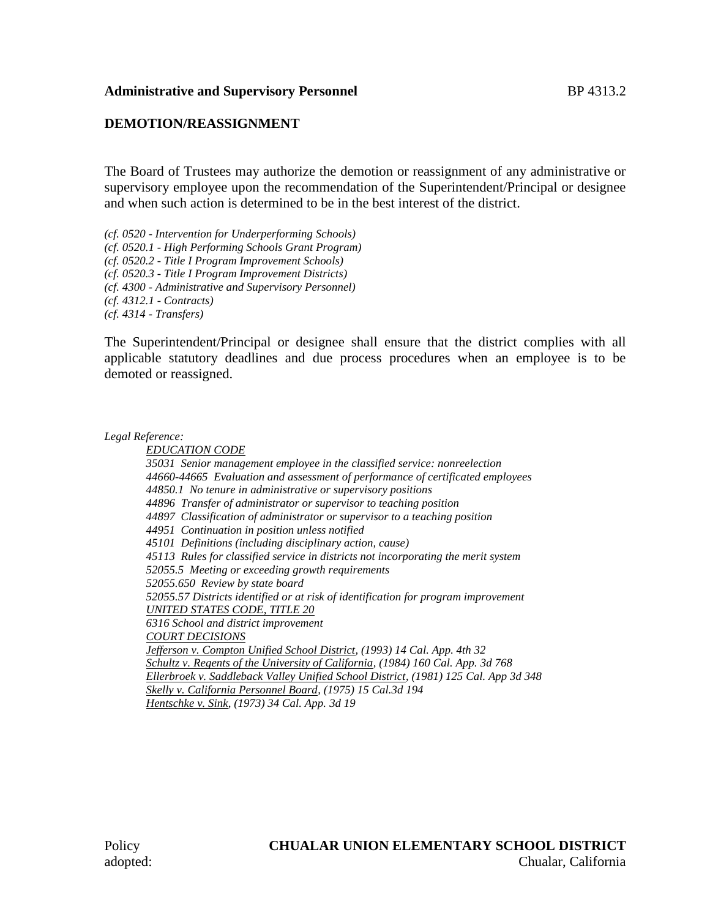**Administrative and Supervisory Personnel** BP 4313.2

## DEMOTION/REASSIGNMENT

The Board of Trustees may authorize the demotion or reassignment of any administrative or supervisory employee upon the recommendation of the Superintendent/Principal or designee and when such action is determined to be in the best interest of the district.

*(cf. 0520 - Intervention for Underperforming Schools)*
*(cf. 0520.1 - High Performing Schools Grant Program)*
*(cf. 0520.2 - Title I Program Improvement Schools)*
*(cf. 0520.3 - Title I Program Improvement Districts)*
*(cf. 4300 - Administrative and Supervisory Personnel)*
*(cf. 4312.1 - Contracts)*
*(cf. 4314 - Transfers)*

The Superintendent/Principal or designee shall ensure that the district complies with all applicable statutory deadlines and due process procedures when an employee is to be demoted or reassigned.

*Legal Reference:*

*EDUCATION CODE*
*35031 Senior management employee in the classified service: nonreelection*
*44660-44665 Evaluation and assessment of performance of certificated employees*
*44850.1 No tenure in administrative or supervisory positions*
*44896 Transfer of administrator or supervisor to teaching position*
*44897 Classification of administrator or supervisor to a teaching position*
*44951 Continuation in position unless notified*
*45101 Definitions (including disciplinary action, cause)*
*45113 Rules for classified service in districts not incorporating the merit system*
*52055.5 Meeting or exceeding growth requirements*
*52055.650 Review by state board*
*52055.57 Districts identified or at risk of identification for program improvement*
*UNITED STATES CODE, TITLE 20*
*6316 School and district improvement*
*COURT DECISIONS*
*Jefferson v. Compton Unified School District, (1993) 14 Cal. App. 4th 32*
*Schultz v. Regents of the University of California, (1984) 160 Cal. App. 3d 768*
*Ellerbroek v. Saddleback Valley Unified School District, (1981) 125 Cal. App 3d 348*
*Skelly v. California Personnel Board, (1975) 15 Cal.3d 194*
*Hentschke v. Sink, (1973) 34 Cal. App. 3d 19*

Policy adopted:

**CHUALAR UNION ELEMENTARY SCHOOL DISTRICT**
Chualar, California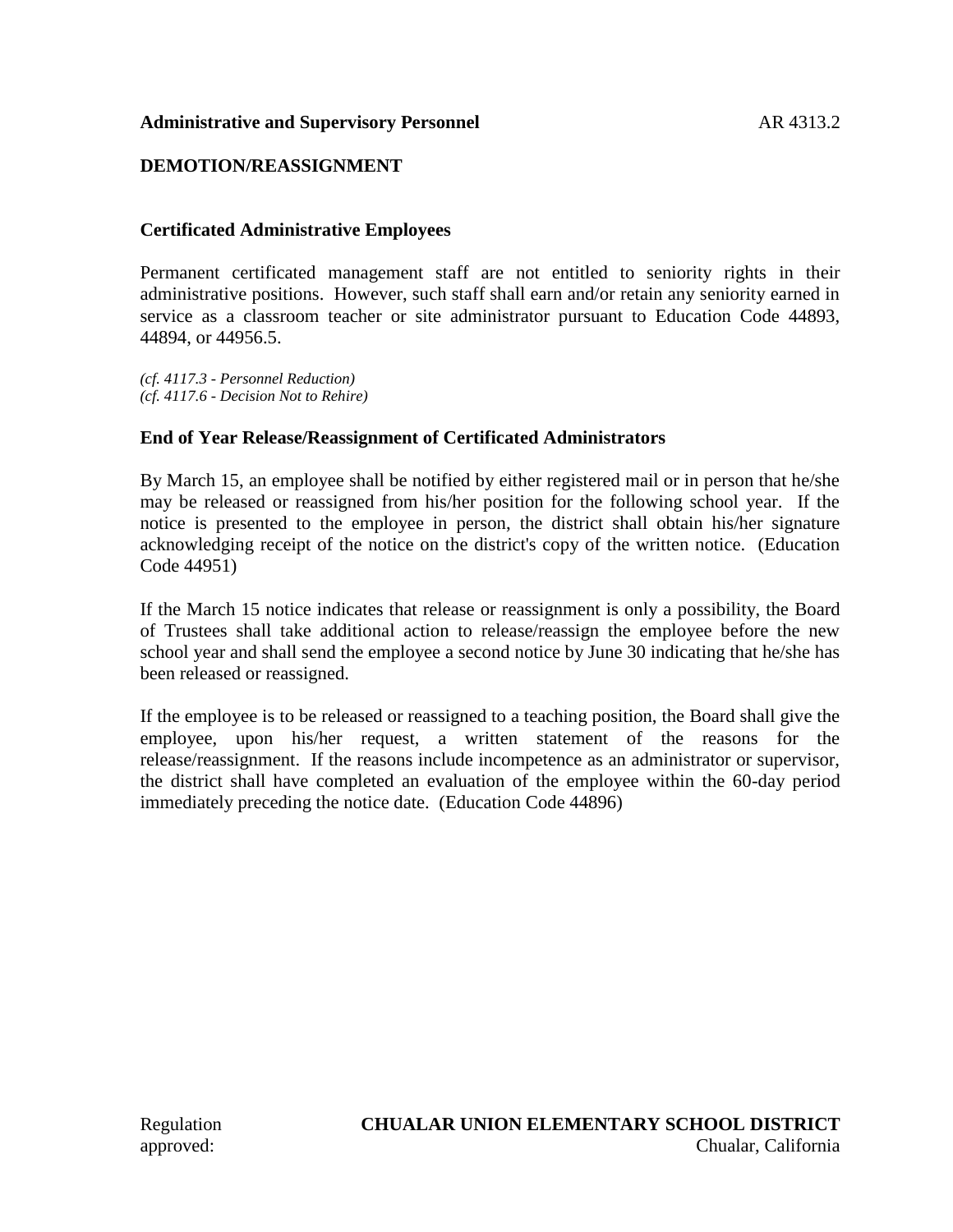**Administrative and Supervisory Personnel** AR 4313.2

## DEMOTION/REASSIGNMENT

### Certificated Administrative Employees

Permanent certificated management staff are not entitled to seniority rights in their administrative positions. However, such staff shall earn and/or retain any seniority earned in service as a classroom teacher or site administrator pursuant to Education Code 44893, 44894, or 44956.5.

*(cf. 4117.3 - Personnel Reduction)*
*(cf. 4117.6 - Decision Not to Rehire)*

### End of Year Release/Reassignment of Certificated Administrators

By March 15, an employee shall be notified by either registered mail or in person that he/she may be released or reassigned from his/her position for the following school year. If the notice is presented to the employee in person, the district shall obtain his/her signature acknowledging receipt of the notice on the district's copy of the written notice. (Education Code 44951)

If the March 15 notice indicates that release or reassignment is only a possibility, the Board of Trustees shall take additional action to release/reassign the employee before the new school year and shall send the employee a second notice by June 30 indicating that he/she has been released or reassigned.

If the employee is to be released or reassigned to a teaching position, the Board shall give the employee, upon his/her request, a written statement of the reasons for the release/reassignment. If the reasons include incompetence as an administrator or supervisor, the district shall have completed an evaluation of the employee within the 60-day period immediately preceding the notice date. (Education Code 44896)

Regulation approved:

**CHUALAR UNION ELEMENTARY SCHOOL DISTRICT**
Chualar, California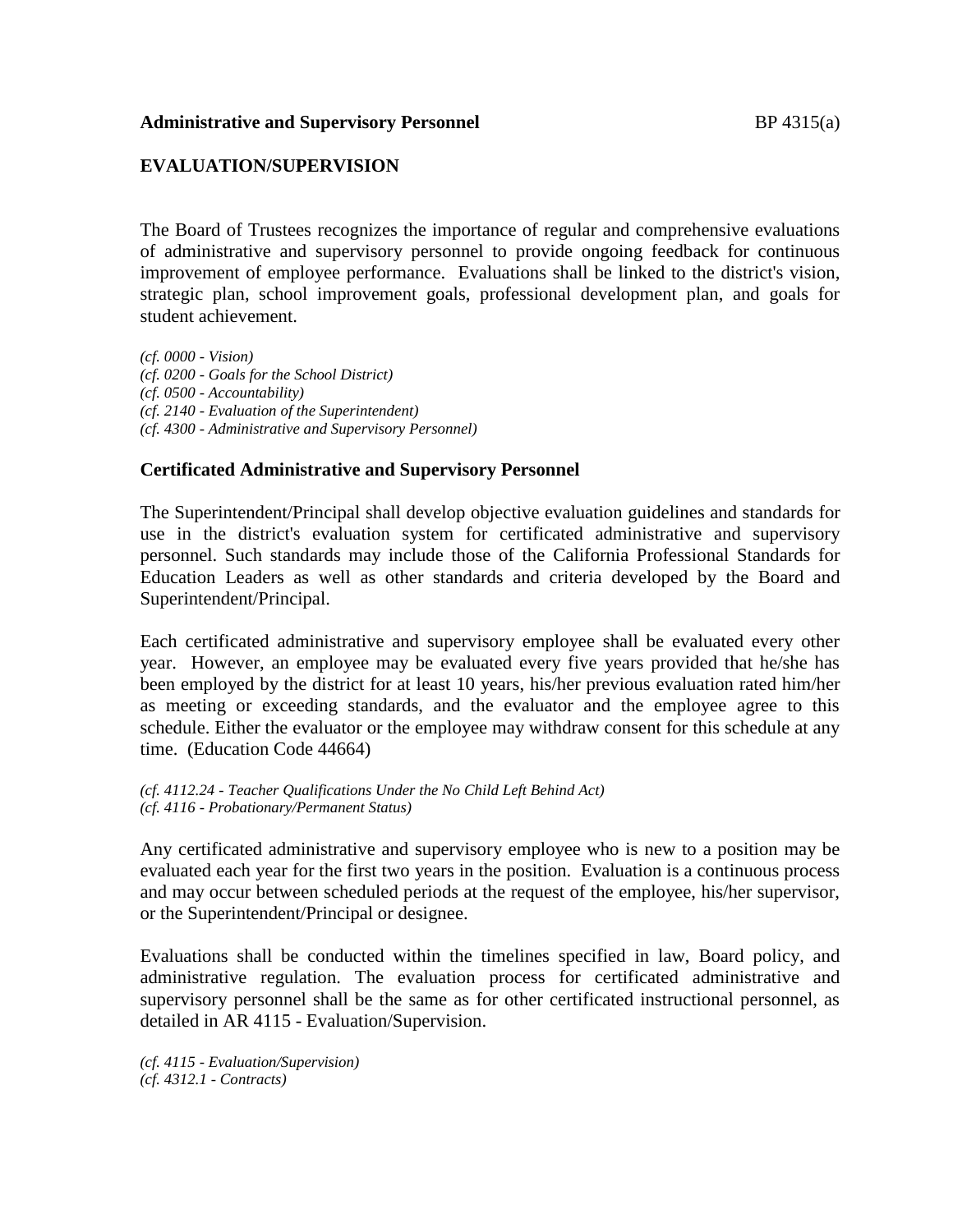**Administrative and Supervisory Personnel** BP 4315(a)

## EVALUATION/SUPERVISION

The Board of Trustees recognizes the importance of regular and comprehensive evaluations of administrative and supervisory personnel to provide ongoing feedback for continuous improvement of employee performance. Evaluations shall be linked to the district's vision, strategic plan, school improvement goals, professional development plan, and goals for student achievement.

*(cf. 0000 - Vision)*
*(cf. 0200 - Goals for the School District)*
*(cf. 0500 - Accountability)*
*(cf. 2140 - Evaluation of the Superintendent)*
*(cf. 4300 - Administrative and Supervisory Personnel)*

### Certificated Administrative and Supervisory Personnel

The Superintendent/Principal shall develop objective evaluation guidelines and standards for use in the district's evaluation system for certificated administrative and supervisory personnel. Such standards may include those of the California Professional Standards for Education Leaders as well as other standards and criteria developed by the Board and Superintendent/Principal.

Each certificated administrative and supervisory employee shall be evaluated every other year. However, an employee may be evaluated every five years provided that he/she has been employed by the district for at least 10 years, his/her previous evaluation rated him/her as meeting or exceeding standards, and the evaluator and the employee agree to this schedule. Either the evaluator or the employee may withdraw consent for this schedule at any time. (Education Code 44664)

*(cf. 4112.24 - Teacher Qualifications Under the No Child Left Behind Act)*
*(cf. 4116 - Probationary/Permanent Status)*

Any certificated administrative and supervisory employee who is new to a position may be evaluated each year for the first two years in the position. Evaluation is a continuous process and may occur between scheduled periods at the request of the employee, his/her supervisor, or the Superintendent/Principal or designee.

Evaluations shall be conducted within the timelines specified in law, Board policy, and administrative regulation. The evaluation process for certificated administrative and supervisory personnel shall be the same as for other certificated instructional personnel, as detailed in AR 4115 - Evaluation/Supervision.

*(cf. 4115 - Evaluation/Supervision)*
*(cf. 4312.1 - Contracts)*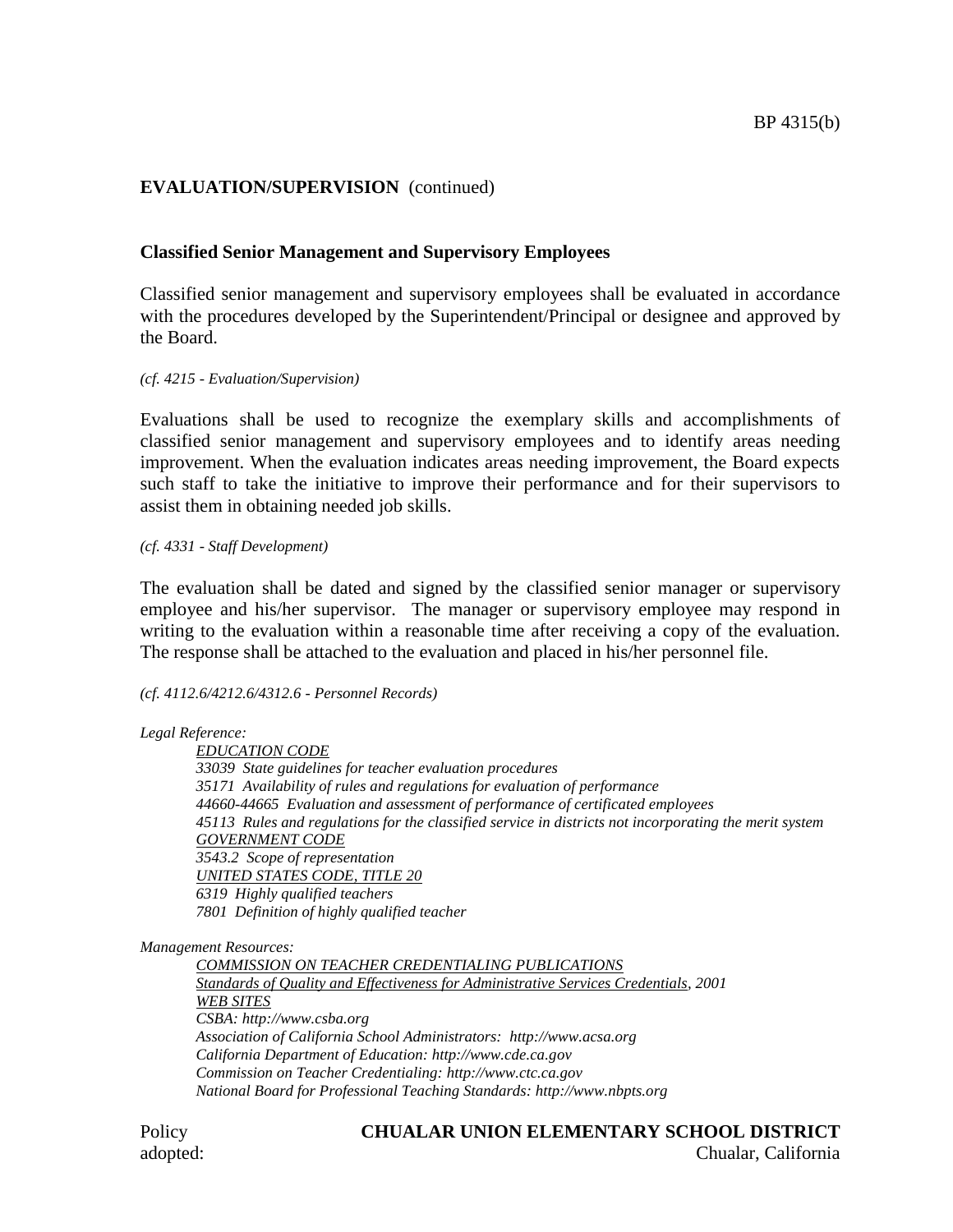**EVALUATION/SUPERVISION** (continued)

**Classified Senior Management and Supervisory Employees**

Classified senior management and supervisory employees shall be evaluated in accordance with the procedures developed by the Superintendent/Principal or designee and approved by the Board.

*(cf. 4215 - Evaluation/Supervision)*

Evaluations shall be used to recognize the exemplary skills and accomplishments of classified senior management and supervisory employees and to identify areas needing improvement. When the evaluation indicates areas needing improvement, the Board expects such staff to take the initiative to improve their performance and for their supervisors to assist them in obtaining needed job skills.

*(cf. 4331 - Staff Development)*

The evaluation shall be dated and signed by the classified senior manager or supervisory employee and his/her supervisor. The manager or supervisory employee may respond in writing to the evaluation within a reasonable time after receiving a copy of the evaluation. The response shall be attached to the evaluation and placed in his/her personnel file.

*(cf. 4112.6/4212.6/4312.6 - Personnel Records)*

*Legal Reference:*

*EDUCATION CODE*
*33039 State guidelines for teacher evaluation procedures*
*35171 Availability of rules and regulations for evaluation of performance*
*44660-44665 Evaluation and assessment of performance of certificated employees*
*45113 Rules and regulations for the classified service in districts not incorporating the merit system*
*GOVERNMENT CODE*
*3543.2 Scope of representation*
*UNITED STATES CODE, TITLE 20*
*6319 Highly qualified teachers*
*7801 Definition of highly qualified teacher*

*Management Resources:*

*COMMISSION ON TEACHER CREDENTIALING PUBLICATIONS*
*Standards of Quality and Effectiveness for Administrative Services Credentials, 2001*
*WEB SITES*
*CSBA: http://www.csba.org*
*Association of California School Administrators: http://www.acsa.org*
*California Department of Education: http://www.cde.ca.gov*
*Commission on Teacher Credentialing: http://www.ctc.ca.gov*
*National Board for Professional Teaching Standards: http://www.nbpts.org*

Policy adopted:

**CHUALAR UNION ELEMENTARY SCHOOL DISTRICT**
Chualar, California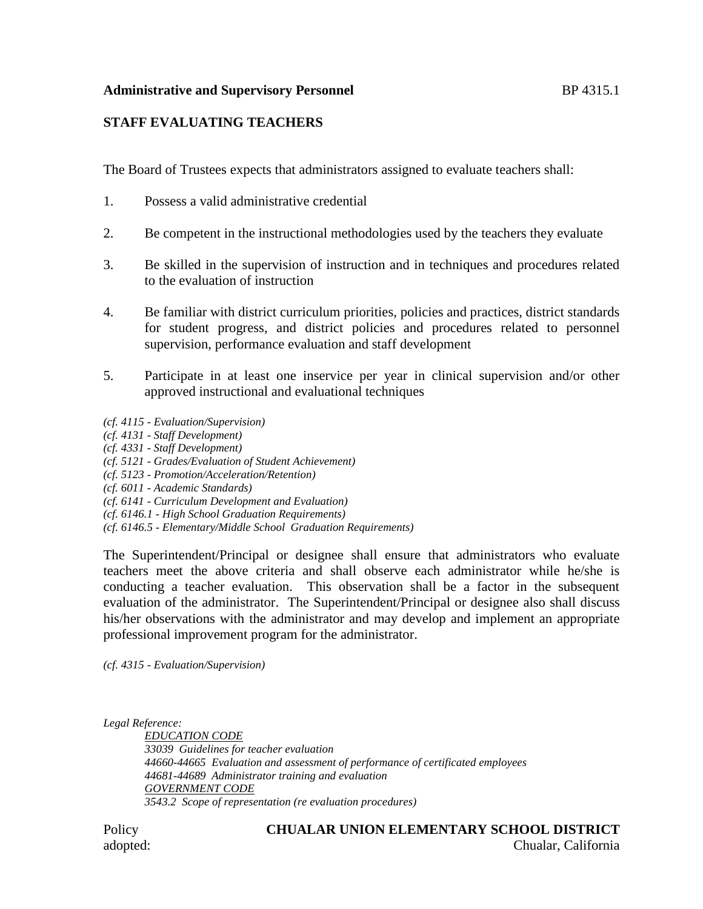**Administrative and Supervisory Personnel** BP 4315.1

## STAFF EVALUATING TEACHERS

The Board of Trustees expects that administrators assigned to evaluate teachers shall:

1. Possess a valid administrative credential

2. Be competent in the instructional methodologies used by the teachers they evaluate

3. Be skilled in the supervision of instruction and in techniques and procedures related to the evaluation of instruction

4. Be familiar with district curriculum priorities, policies and practices, district standards for student progress, and district policies and procedures related to personnel supervision, performance evaluation and staff development

5. Participate in at least one inservice per year in clinical supervision and/or other approved instructional and evaluational techniques

*(cf. 4115 - Evaluation/Supervision)*
*(cf. 4131 - Staff Development)*
*(cf. 4331 - Staff Development)*
*(cf. 5121 - Grades/Evaluation of Student Achievement)*
*(cf. 5123 - Promotion/Acceleration/Retention)*
*(cf. 6011 - Academic Standards)*
*(cf. 6141 - Curriculum Development and Evaluation)*
*(cf. 6146.1 - High School Graduation Requirements)*
*(cf. 6146.5 - Elementary/Middle School Graduation Requirements)*

The Superintendent/Principal or designee shall ensure that administrators who evaluate teachers meet the above criteria and shall observe each administrator while he/she is conducting a teacher evaluation. This observation shall be a factor in the subsequent evaluation of the administrator. The Superintendent/Principal or designee also shall discuss his/her observations with the administrator and may develop and implement an appropriate professional improvement program for the administrator.

*(cf. 4315 - Evaluation/Supervision)*

*Legal Reference:*

*EDUCATION CODE*
*33039 Guidelines for teacher evaluation*
*44660-44665 Evaluation and assessment of performance of certificated employees*
*44681-44689 Administrator training and evaluation*
*GOVERNMENT CODE*
*3543.2 Scope of representation (re evaluation procedures)*

Policy adopted:

**CHUALAR UNION ELEMENTARY SCHOOL DISTRICT**
Chualar, California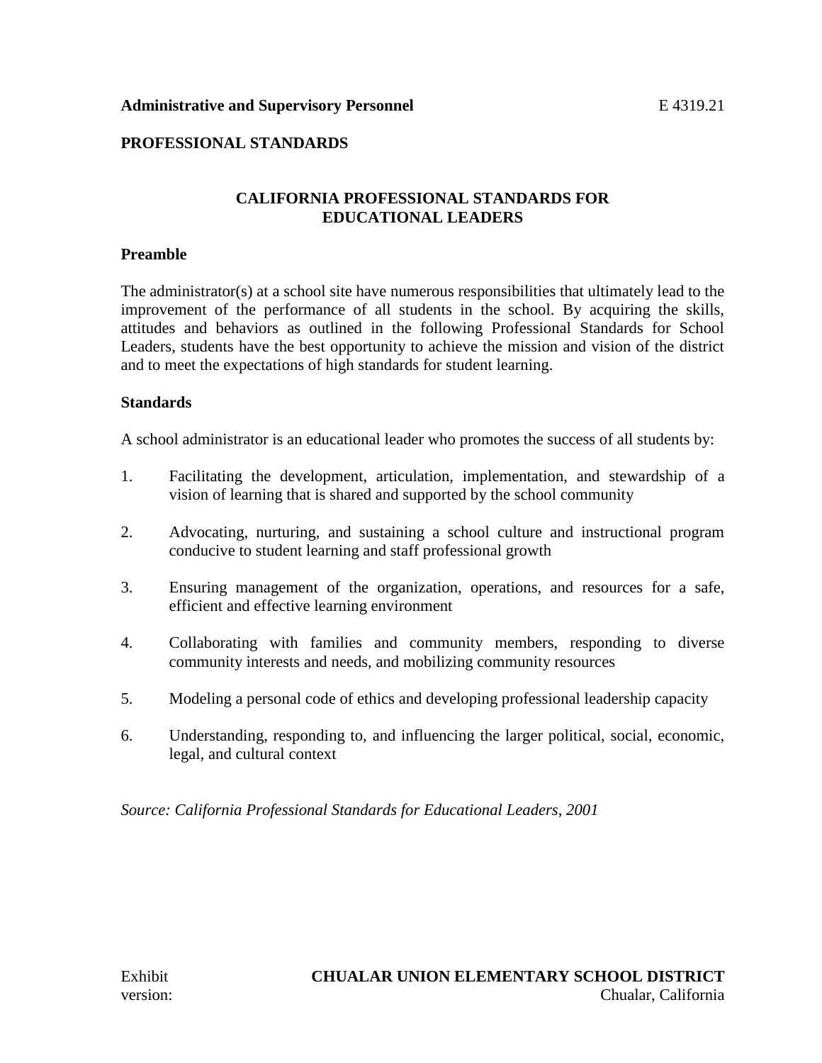**Administrative and Supervisory Personnel** E 4319.21

**PROFESSIONAL STANDARDS**

## CALIFORNIA PROFESSIONAL STANDARDS FOR EDUCATIONAL LEADERS

### Preamble

The administrator(s) at a school site have numerous responsibilities that ultimately lead to the improvement of the performance of all students in the school. By acquiring the skills, attitudes and behaviors as outlined in the following Professional Standards for School Leaders, students have the best opportunity to achieve the mission and vision of the district and to meet the expectations of high standards for student learning.

### Standards

A school administrator is an educational leader who promotes the success of all students by:

1. Facilitating the development, articulation, implementation, and stewardship of a vision of learning that is shared and supported by the school community

2. Advocating, nurturing, and sustaining a school culture and instructional program conducive to student learning and staff professional growth

3. Ensuring management of the organization, operations, and resources for a safe, efficient and effective learning environment

4. Collaborating with families and community members, responding to diverse community interests and needs, and mobilizing community resources

5. Modeling a personal code of ethics and developing professional leadership capacity

6. Understanding, responding to, and influencing the larger political, social, economic, legal, and cultural context

*Source: California Professional Standards for Educational Leaders, 2001*

Exhibit **CHUALAR UNION ELEMENTARY SCHOOL DISTRICT**
version: Chualar, California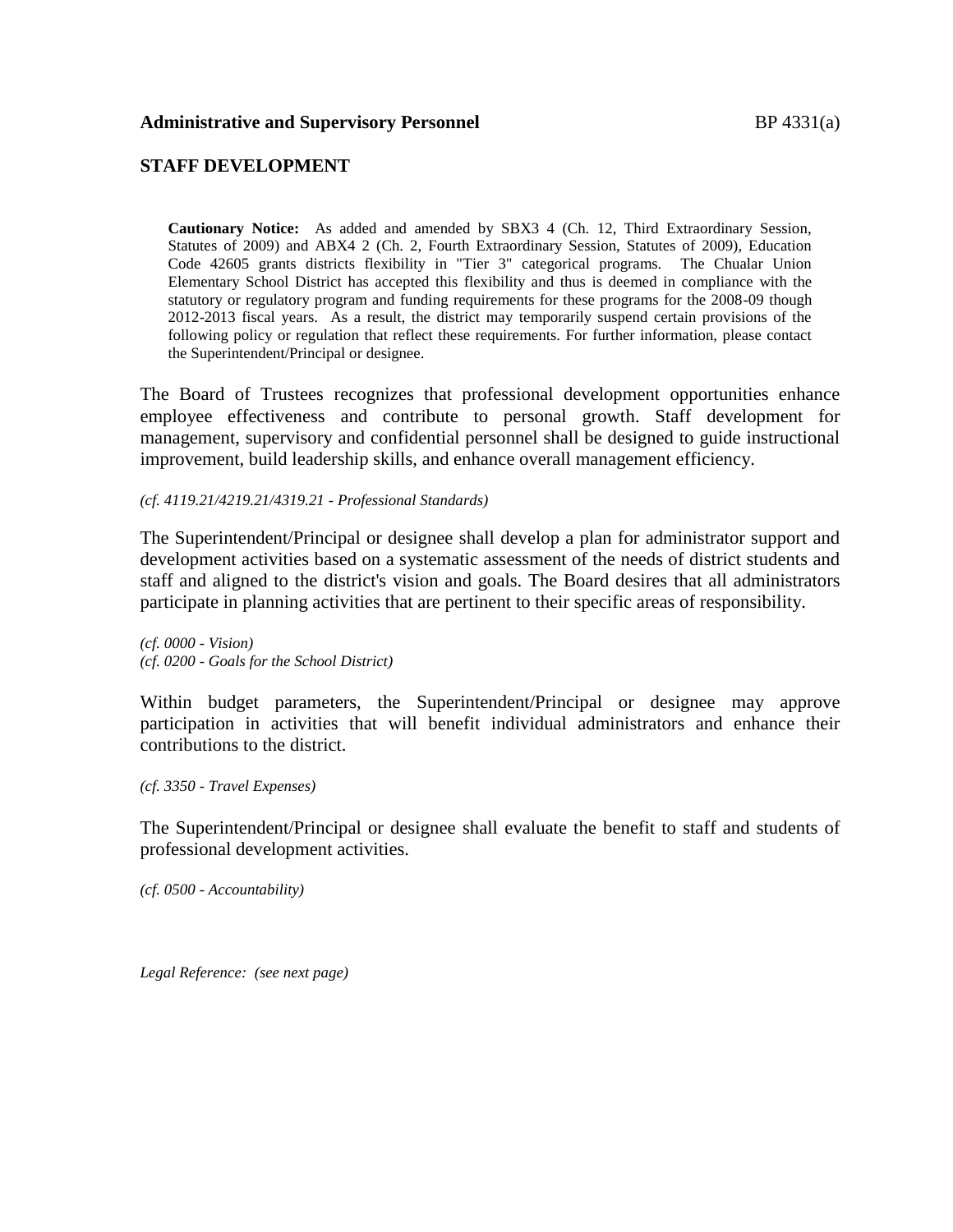**Administrative and Supervisory Personnel** BP 4331(a)

## STAFF DEVELOPMENT

> **Cautionary Notice:** As added and amended by SBX3 4 (Ch. 12, Third Extraordinary Session, Statutes of 2009) and ABX4 2 (Ch. 2, Fourth Extraordinary Session, Statutes of 2009), Education Code 42605 grants districts flexibility in "Tier 3" categorical programs. The Chualar Union Elementary School District has accepted this flexibility and thus is deemed in compliance with the statutory or regulatory program and funding requirements for these programs for the 2008-09 though 2012-2013 fiscal years. As a result, the district may temporarily suspend certain provisions of the following policy or regulation that reflect these requirements. For further information, please contact the Superintendent/Principal or designee.

The Board of Trustees recognizes that professional development opportunities enhance employee effectiveness and contribute to personal growth. Staff development for management, supervisory and confidential personnel shall be designed to guide instructional improvement, build leadership skills, and enhance overall management efficiency.

*(cf. 4119.21/4219.21/4319.21 - Professional Standards)*

The Superintendent/Principal or designee shall develop a plan for administrator support and development activities based on a systematic assessment of the needs of district students and staff and aligned to the district's vision and goals. The Board desires that all administrators participate in planning activities that are pertinent to their specific areas of responsibility.

*(cf. 0000 - Vision)*
*(cf. 0200 - Goals for the School District)*

Within budget parameters, the Superintendent/Principal or designee may approve participation in activities that will benefit individual administrators and enhance their contributions to the district.

*(cf. 3350 - Travel Expenses)*

The Superintendent/Principal or designee shall evaluate the benefit to staff and students of professional development activities.

*(cf. 0500 - Accountability)*

*Legal Reference: (see next page)*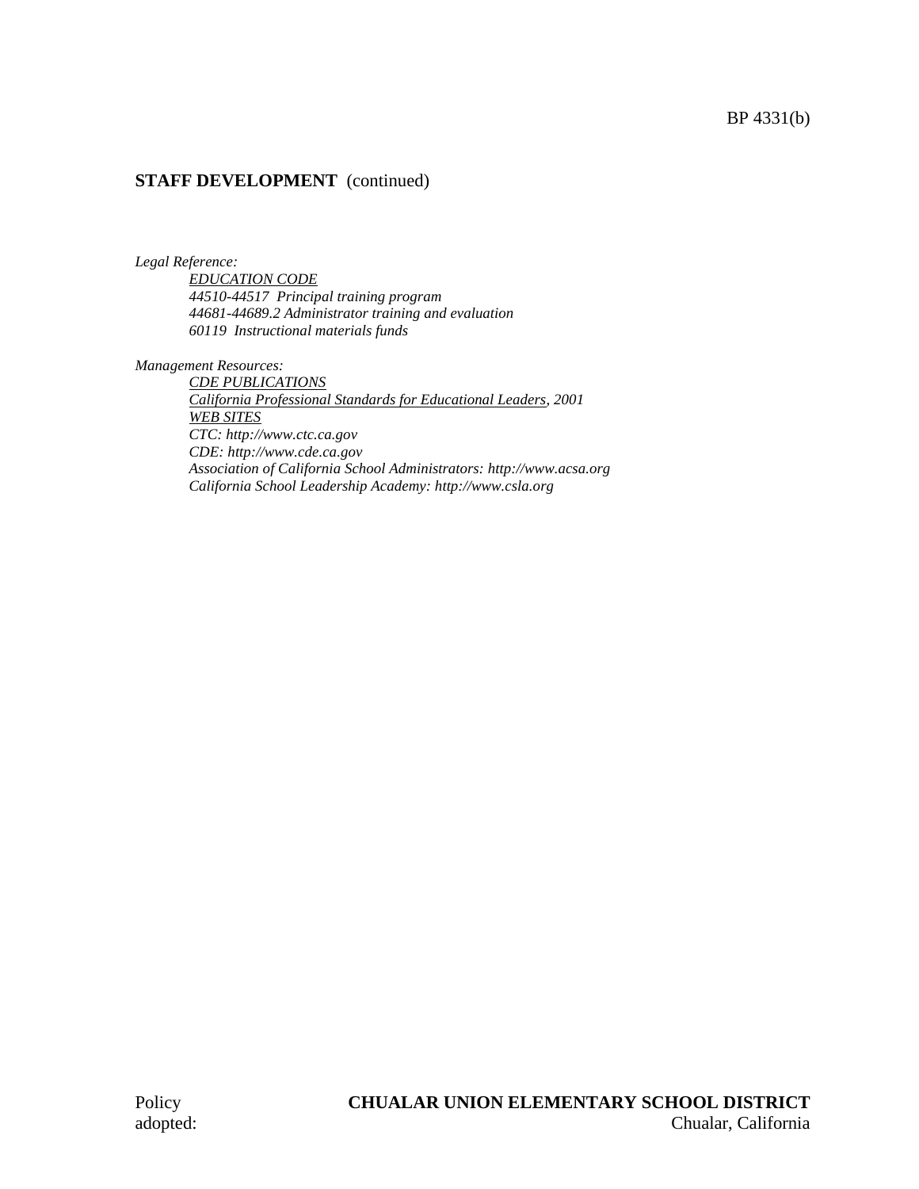**STAFF DEVELOPMENT** (continued)

*Legal Reference:*

*EDUCATION CODE*
*44510-44517 Principal training program*
*44681-44689.2 Administrator training and evaluation*
*60119 Instructional materials funds*

*Management Resources:*

*CDE PUBLICATIONS*
*California Professional Standards for Educational Leaders, 2001*
*WEB SITES*
*CTC: http://www.ctc.ca.gov*
*CDE: http://www.cde.ca.gov*
*Association of California School Administrators: http://www.acsa.org*
*California School Leadership Academy: http://www.csla.org*

Policy adopted:

**CHUALAR UNION ELEMENTARY SCHOOL DISTRICT**
Chualar, California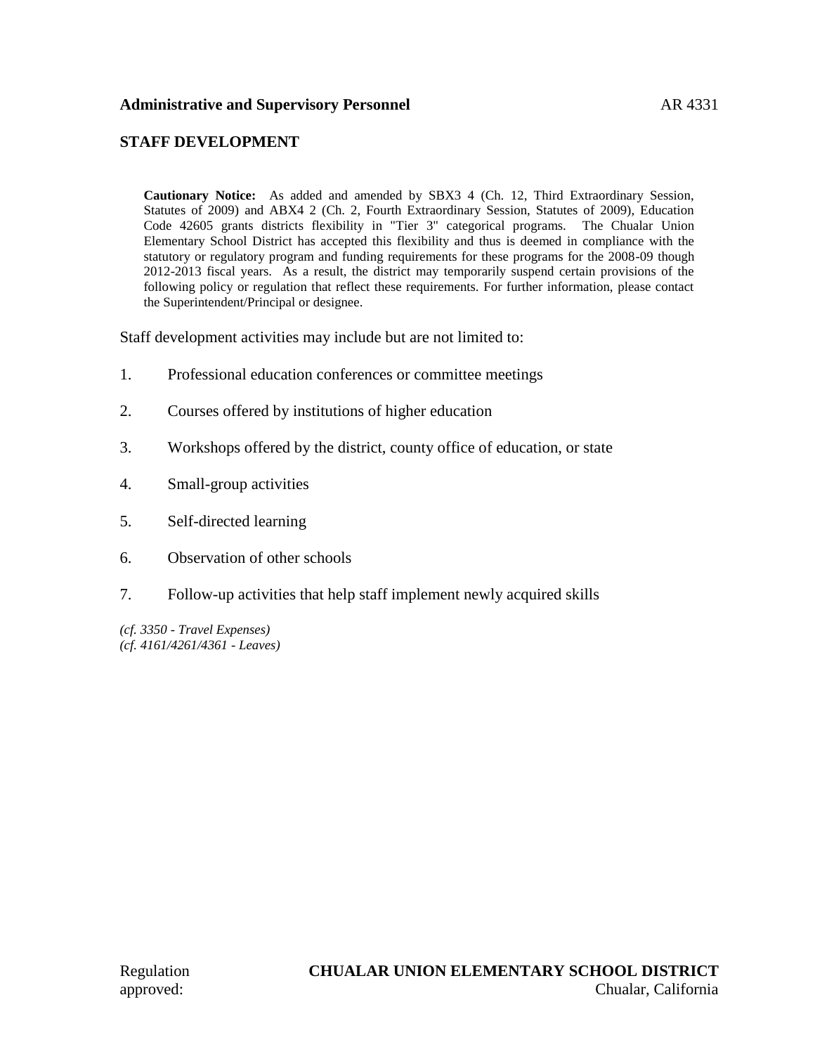**Administrative and Supervisory Personnel** AR 4331

## STAFF DEVELOPMENT

**Cautionary Notice:** As added and amended by SBX3 4 (Ch. 12, Third Extraordinary Session, Statutes of 2009) and ABX4 2 (Ch. 2, Fourth Extraordinary Session, Statutes of 2009), Education Code 42605 grants districts flexibility in "Tier 3" categorical programs. The Chualar Union Elementary School District has accepted this flexibility and thus is deemed in compliance with the statutory or regulatory program and funding requirements for these programs for the 2008-09 though 2012-2013 fiscal years. As a result, the district may temporarily suspend certain provisions of the following policy or regulation that reflect these requirements. For further information, please contact the Superintendent/Principal or designee.

Staff development activities may include but are not limited to:

1. Professional education conferences or committee meetings
2. Courses offered by institutions of higher education
3. Workshops offered by the district, county office of education, or state
4. Small-group activities
5. Self-directed learning
6. Observation of other schools
7. Follow-up activities that help staff implement newly acquired skills

*(cf. 3350 - Travel Expenses)*
*(cf. 4161/4261/4361 - Leaves)*

Regulation approved:

**CHUALAR UNION ELEMENTARY SCHOOL DISTRICT**
Chualar, California